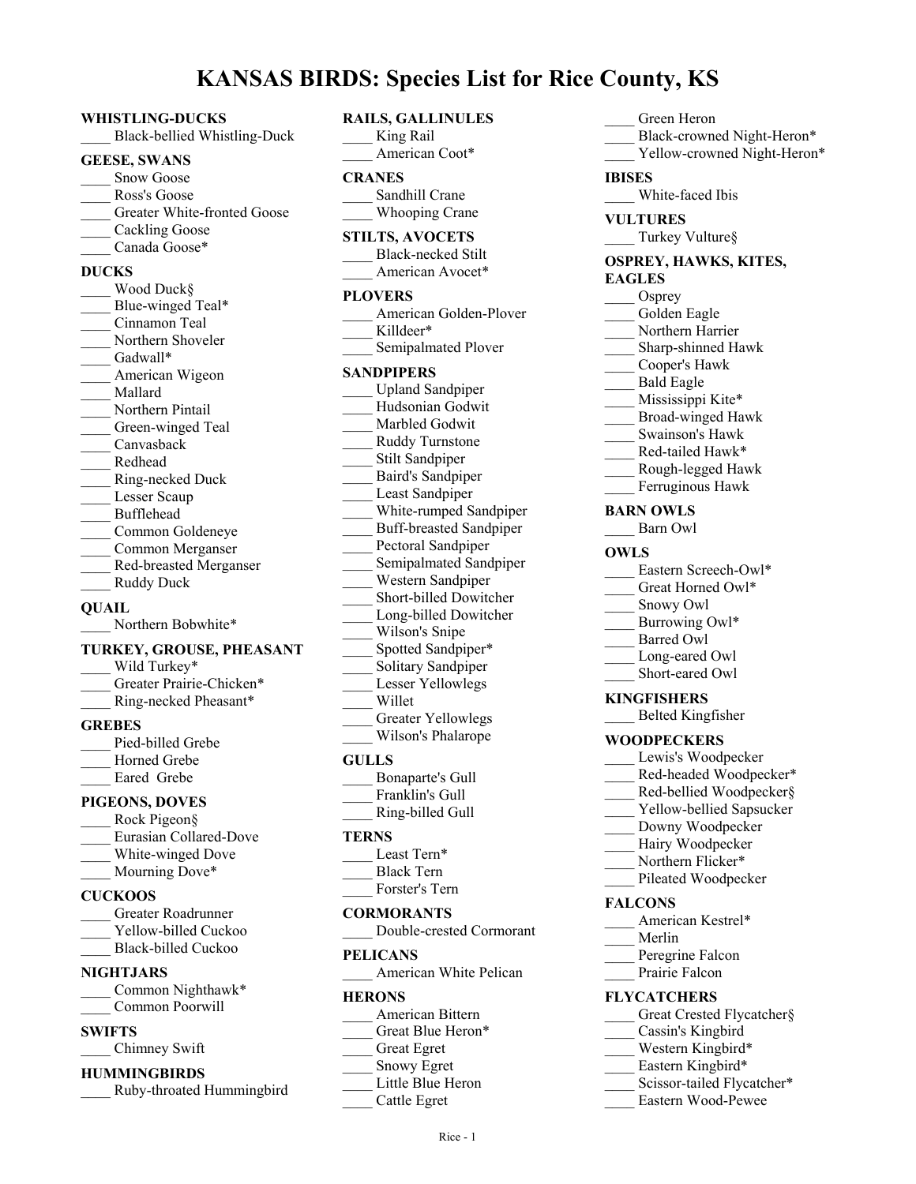# KANSAS BIRDS: Species List for Rice County, KS

### WHISTLING-DUCKS
____ Black-bellied Whistling-Duck

### GEESE, SWANS
____ Snow Goose
____ Ross's Goose
____ Greater White-fronted Goose
____ Cackling Goose
____ Canada Goose*

### DUCKS
____ Wood Duck§
____ Blue-winged Teal*
____ Cinnamon Teal
____ Northern Shoveler
____ Gadwall*
____ American Wigeon
____ Mallard
____ Northern Pintail
____ Green-winged Teal
____ Canvasback
____ Redhead
____ Ring-necked Duck
____ Lesser Scaup
____ Bufflehead
____ Common Goldeneye
____ Common Merganser
____ Red-breasted Merganser
____ Ruddy Duck

### QUAIL
____ Northern Bobwhite*

### TURKEY, GROUSE, PHEASANT
____ Wild Turkey*
____ Greater Prairie-Chicken*
____ Ring-necked Pheasant*

### GREBES
____ Pied-billed Grebe
____ Horned Grebe
____ Eared Grebe

### PIGEONS, DOVES
____ Rock Pigeon§
____ Eurasian Collared-Dove
____ White-winged Dove
____ Mourning Dove*

### CUCKOOS
____ Greater Roadrunner
____ Yellow-billed Cuckoo
____ Black-billed Cuckoo

### NIGHTJARS
____ Common Nighthawk*
____ Common Poorwill

### SWIFTS
____ Chimney Swift

### HUMMINGBIRDS
____ Ruby-throated Hummingbird

### RAILS, GALLINULES
____ King Rail
____ American Coot*

### CRANES
____ Sandhill Crane
____ Whooping Crane

### STILTS, AVOCETS
____ Black-necked Stilt
____ American Avocet*

### PLOVERS
____ American Golden-Plover
____ Killdeer*
____ Semipalmated Plover

### SANDPIPERS
____ Upland Sandpiper
____ Hudsonian Godwit
____ Marbled Godwit
____ Ruddy Turnstone
____ Stilt Sandpiper
____ Baird's Sandpiper
____ Least Sandpiper
____ White-rumped Sandpiper
____ Buff-breasted Sandpiper
____ Pectoral Sandpiper
____ Semipalmated Sandpiper
____ Western Sandpiper
____ Short-billed Dowitcher
____ Long-billed Dowitcher
____ Wilson's Snipe
____ Spotted Sandpiper*
____ Solitary Sandpiper
____ Lesser Yellowlegs
____ Willet
____ Greater Yellowlegs
____ Wilson's Phalarope

### GULLS
____ Bonaparte's Gull
____ Franklin's Gull
____ Ring-billed Gull

### TERNS
____ Least Tern*
____ Black Tern
____ Forster's Tern

### CORMORANTS
____ Double-crested Cormorant

### PELICANS
____ American White Pelican

### HERONS
____ American Bittern
____ Great Blue Heron*
____ Great Egret
____ Snowy Egret
____ Little Blue Heron
____ Cattle Egret
____ Green Heron
____ Black-crowned Night-Heron*
____ Yellow-crowned Night-Heron*

### IBISES
____ White-faced Ibis

### VULTURES
____ Turkey Vulture§

### OSPREY, HAWKS, KITES, EAGLES
____ Osprey
____ Golden Eagle
____ Northern Harrier
____ Sharp-shinned Hawk
____ Cooper's Hawk
____ Bald Eagle
____ Mississippi Kite*
____ Broad-winged Hawk
____ Swainson's Hawk
____ Red-tailed Hawk*
____ Rough-legged Hawk
____ Ferruginous Hawk

### BARN OWLS
____ Barn Owl

### OWLS
____ Eastern Screech-Owl*
____ Great Horned Owl*
____ Snowy Owl
____ Burrowing Owl*
____ Barred Owl
____ Long-eared Owl
____ Short-eared Owl

### KINGFISHERS
____ Belted Kingfisher

### WOODPECKERS
____ Lewis's Woodpecker
____ Red-headed Woodpecker*
____ Red-bellied Woodpecker§
____ Yellow-bellied Sapsucker
____ Downy Woodpecker
____ Hairy Woodpecker
____ Northern Flicker*
____ Pileated Woodpecker

### FALCONS
____ American Kestrel*
____ Merlin
____ Peregrine Falcon
____ Prairie Falcon

### FLYCATCHERS
____ Great Crested Flycatcher§
____ Cassin's Kingbird
____ Western Kingbird*
____ Eastern Kingbird*
____ Scissor-tailed Flycatcher*
____ Eastern Wood-Pewee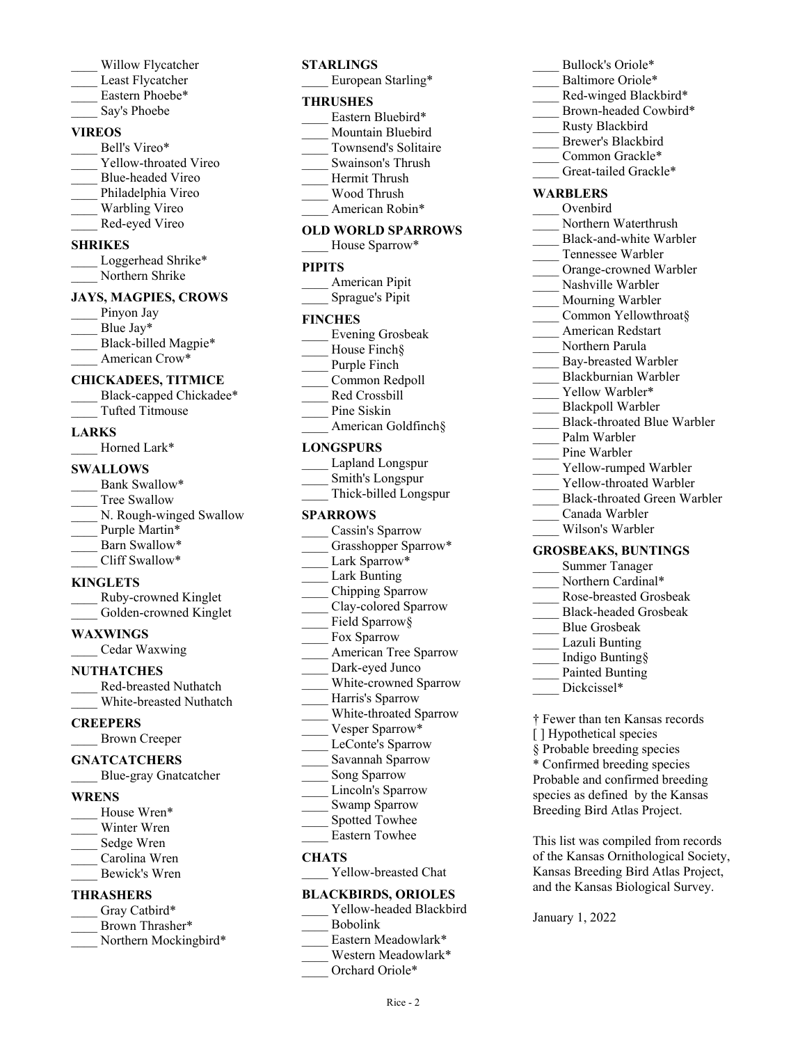____ Willow Flycatcher
____ Least Flycatcher
____ Eastern Phoebe*
____ Say's Phoebe

**VIREOS**
____ Bell's Vireo*
____ Yellow-throated Vireo
____ Blue-headed Vireo
____ Philadelphia Vireo
____ Warbling Vireo
____ Red-eyed Vireo

**SHRIKES**
____ Loggerhead Shrike*
____ Northern Shrike

**JAYS, MAGPIES, CROWS**
____ Pinyon Jay
____ Blue Jay*
____ Black-billed Magpie*
____ American Crow*

**CHICKADEES, TITMICE**
____ Black-capped Chickadee*
____ Tufted Titmouse

**LARKS**
____ Horned Lark*

**SWALLOWS**
____ Bank Swallow*
____ Tree Swallow
____ N. Rough-winged Swallow
____ Purple Martin*
____ Barn Swallow*
____ Cliff Swallow*

**KINGLETS**
____ Ruby-crowned Kinglet
____ Golden-crowned Kinglet

**WAXWINGS**
____ Cedar Waxwing

**NUTHATCHES**
____ Red-breasted Nuthatch
____ White-breasted Nuthatch

**CREEPERS**
____ Brown Creeper

**GNATCATCHERS**
____ Blue-gray Gnatcatcher

**WRENS**
____ House Wren*
____ Winter Wren
____ Sedge Wren
____ Carolina Wren
____ Bewick's Wren

**THRASHERS**
____ Gray Catbird*
____ Brown Thrasher*
____ Northern Mockingbird*

**STARLINGS**
____ European Starling*

**THRUSHES**
____ Eastern Bluebird*
____ Mountain Bluebird
____ Townsend's Solitaire
____ Swainson's Thrush
____ Hermit Thrush
____ Wood Thrush
____ American Robin*

**OLD WORLD SPARROWS**
____ House Sparrow*

**PIPITS**
____ American Pipit
____ Sprague's Pipit

**FINCHES**
____ Evening Grosbeak
____ House Finch§
____ Purple Finch
____ Common Redpoll
____ Red Crossbill
____ Pine Siskin
____ American Goldfinch§

**LONGSPURS**
____ Lapland Longspur
____ Smith's Longspur
____ Thick-billed Longspur

**SPARROWS**
____ Cassin's Sparrow
____ Grasshopper Sparrow*
____ Lark Sparrow*
____ Lark Bunting
____ Chipping Sparrow
____ Clay-colored Sparrow
____ Field Sparrow§
____ Fox Sparrow
____ American Tree Sparrow
____ Dark-eyed Junco
____ White-crowned Sparrow
____ Harris's Sparrow
____ White-throated Sparrow
____ Vesper Sparrow*
____ LeConte's Sparrow
____ Savannah Sparrow
____ Song Sparrow
____ Lincoln's Sparrow
____ Swamp Sparrow
____ Spotted Towhee
____ Eastern Towhee

**CHATS**
____ Yellow-breasted Chat

**BLACKBIRDS, ORIOLES**
____ Yellow-headed Blackbird
____ Bobolink
____ Eastern Meadowlark*
____ Western Meadowlark*
____ Orchard Oriole*
____ Bullock's Oriole*
____ Baltimore Oriole*
____ Red-winged Blackbird*
____ Brown-headed Cowbird*
____ Rusty Blackbird
____ Brewer's Blackbird
____ Common Grackle*
____ Great-tailed Grackle*

**WARBLERS**
____ Ovenbird
____ Northern Waterthrush
____ Black-and-white Warbler
____ Tennessee Warbler
____ Orange-crowned Warbler
____ Nashville Warbler
____ Mourning Warbler
____ Common Yellowthroat§
____ American Redstart
____ Northern Parula
____ Bay-breasted Warbler
____ Blackburnian Warbler
____ Yellow Warbler*
____ Blackpoll Warbler
____ Black-throated Blue Warbler
____ Palm Warbler
____ Pine Warbler
____ Yellow-rumped Warbler
____ Yellow-throated Warbler
____ Black-throated Green Warbler
____ Canada Warbler
____ Wilson's Warbler

**GROSBEAKS, BUNTINGS**
____ Summer Tanager
____ Northern Cardinal*
____ Rose-breasted Grosbeak
____ Black-headed Grosbeak
____ Blue Grosbeak
____ Lazuli Bunting
____ Indigo Bunting§
____ Painted Bunting
____ Dickcissel*

† Fewer than ten Kansas records
[ ] Hypothetical species
§ Probable breeding species
* Confirmed breeding species
Probable and confirmed breeding species as defined by the Kansas Breeding Bird Atlas Project.

This list was compiled from records of the Kansas Ornithological Society, Kansas Breeding Bird Atlas Project, and the Kansas Biological Survey.

January 1, 2022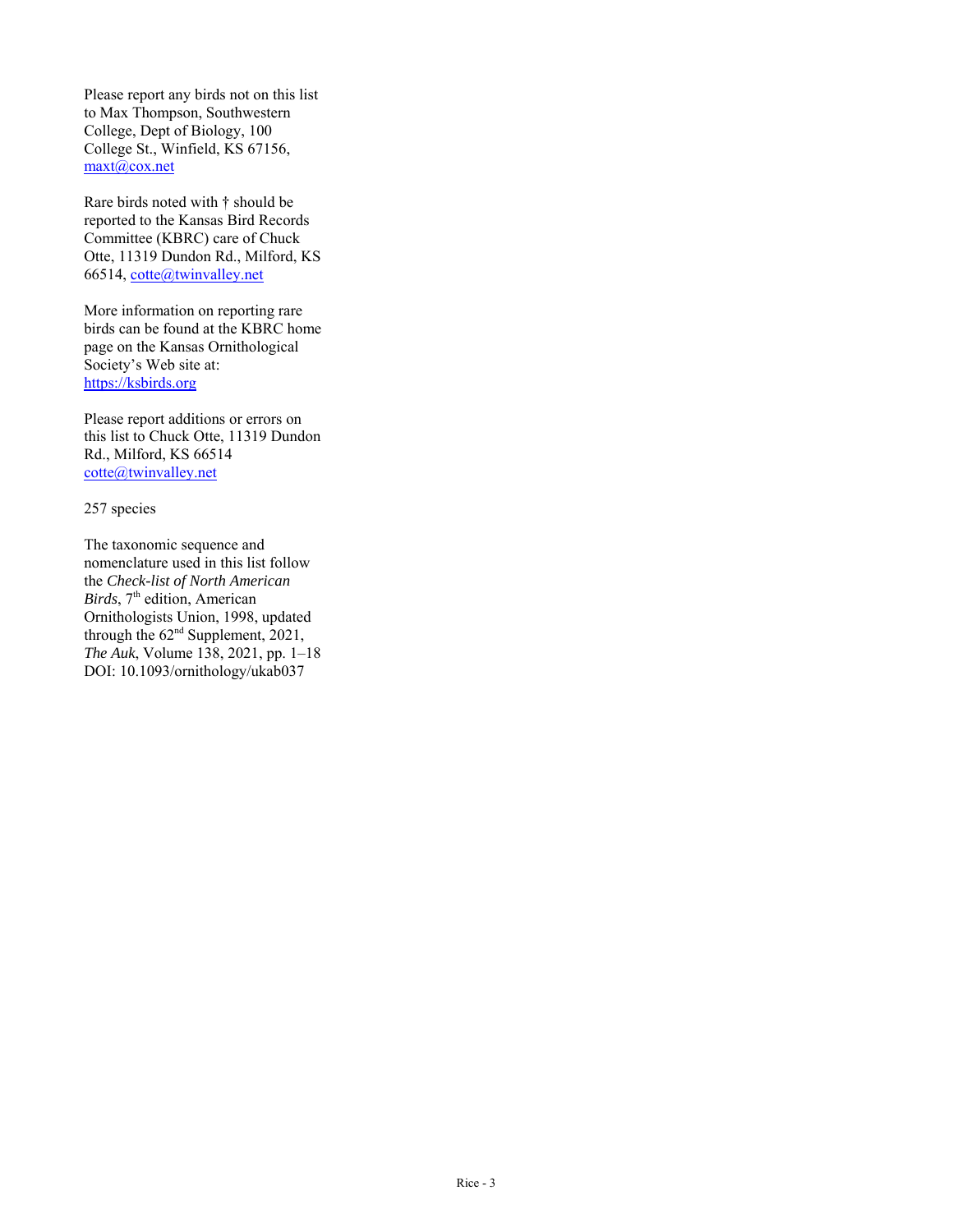Please report any birds not on this list to Max Thompson, Southwestern College, Dept of Biology, 100 College St., Winfield, KS 67156, maxt@cox.net

Rare birds noted with † should be reported to the Kansas Bird Records Committee (KBRC) care of Chuck Otte, 11319 Dundon Rd., Milford, KS 66514, cotte@twinvalley.net

More information on reporting rare birds can be found at the KBRC home page on the Kansas Ornithological Society's Web site at: https://ksbirds.org

Please report additions or errors on this list to Chuck Otte, 11319 Dundon Rd., Milford, KS 66514 cotte@twinvalley.net

257 species

The taxonomic sequence and nomenclature used in this list follow the *Check-list of North American Birds*, 7th edition, American Ornithologists Union, 1998, updated through the 62nd Supplement, 2021, *The Auk*, Volume 138, 2021, pp. 1–18 DOI: 10.1093/ornithology/ukab037